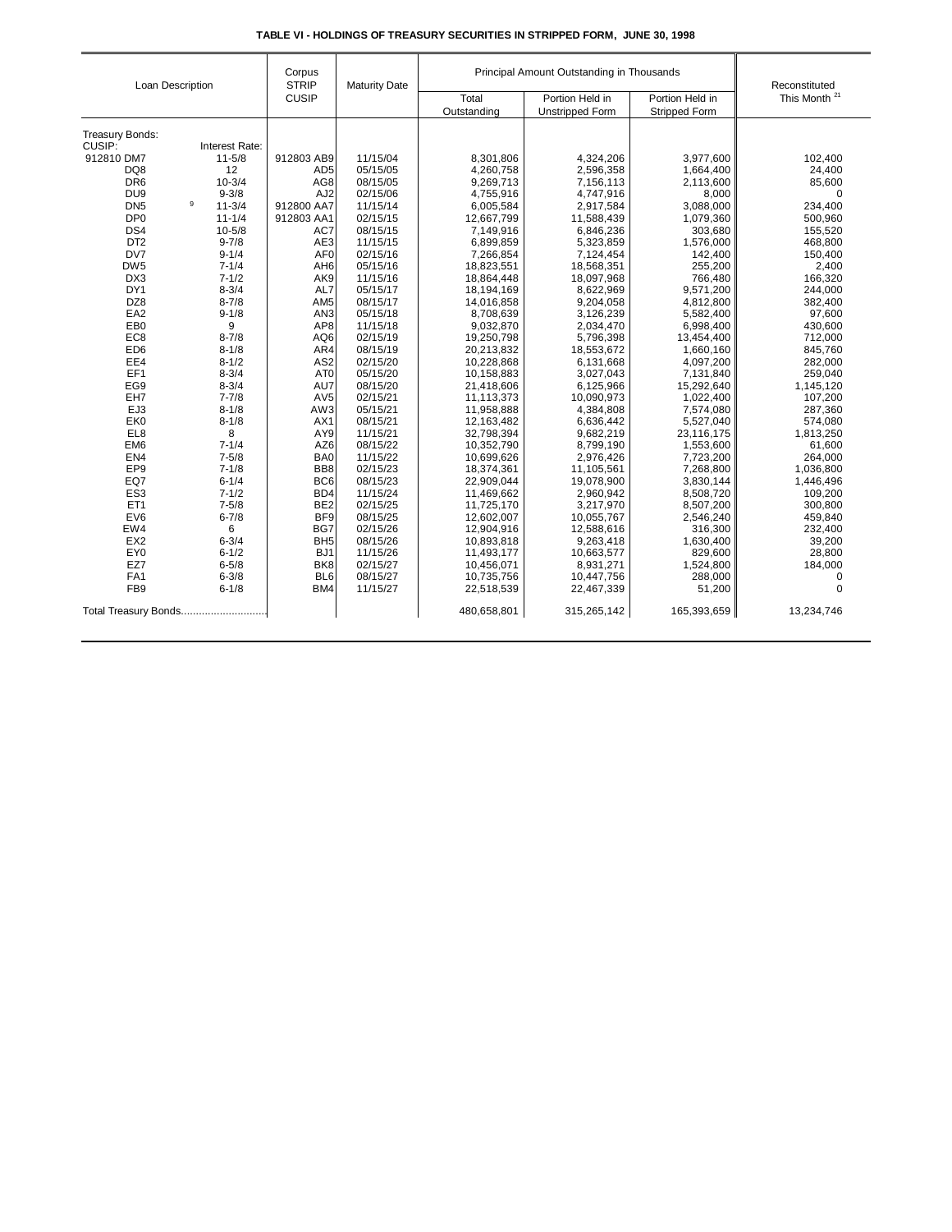**TABLE VI - HOLDINGS OF TREASURY SECURITIES IN STRIPPED FORM, JUNE 30, 1998**

| Loan Description | | Corpus STRIP CUSIP | Maturity Date | Principal Amount Outstanding in Thousands | | | Reconstituted This Month [21] |
|---|---|---|---|---|---|---|---|
| | | | | Total Outstanding | Portion Held in Unstripped Form | Portion Held in Stripped Form | |
| Treasury Bonds: | | | | | | | |
| CUSIP: | Interest Rate: | | | | | | |
| 912810 DM7 | 11-5/8 | 912803 AB9 | 11/15/04 | 8,301,806 | 4,324,206 | 3,977,600 | 102,400 |
| DQ8 | 12 | AD5 | 05/15/05 | 4,260,758 | 2,596,358 | 1,664,400 | 24,400 |
| DR6 | 10-3/4 | AG8 | 08/15/05 | 9,269,713 | 7,156,113 | 2,113,600 | 85,600 |
| DU9 | 9-3/8 | AJ2 | 02/15/06 | 4,755,916 | 4,747,916 | 8,000 | 0 |
| DN5 | [9] 11-3/4 | 912800 AA7 | 11/15/14 | 6,005,584 | 2,917,584 | 3,088,000 | 234,400 |
| DP0 | 11-1/4 | 912803 AA1 | 02/15/15 | 12,667,799 | 11,588,439 | 1,079,360 | 500,960 |
| DS4 | 10-5/8 | AC7 | 08/15/15 | 7,149,916 | 6,846,236 | 303,680 | 155,520 |
| DT2 | 9-7/8 | AE3 | 11/15/15 | 6,899,859 | 5,323,859 | 1,576,000 | 468,800 |
| DV7 | 9-1/4 | AF0 | 02/15/16 | 7,266,854 | 7,124,454 | 142,400 | 150,400 |
| DW5 | 7-1/4 | AH6 | 05/15/16 | 18,823,551 | 18,568,351 | 255,200 | 2,400 |
| DX3 | 7-1/2 | AK9 | 11/15/16 | 18,864,448 | 18,097,968 | 766,480 | 166,320 |
| DY1 | 8-3/4 | AL7 | 05/15/17 | 18,194,169 | 8,622,969 | 9,571,200 | 244,000 |
| DZ8 | 8-7/8 | AM5 | 08/15/17 | 14,016,858 | 9,204,058 | 4,812,800 | 382,400 |
| EA2 | 9-1/8 | AN3 | 05/15/18 | 8,708,639 | 3,126,239 | 5,582,400 | 97,600 |
| EB0 | 9 | AP8 | 11/15/18 | 9,032,870 | 2,034,470 | 6,998,400 | 430,600 |
| EC8 | 8-7/8 | AQ6 | 02/15/19 | 19,250,798 | 5,796,398 | 13,454,400 | 712,000 |
| ED6 | 8-1/8 | AR4 | 08/15/19 | 20,213,832 | 18,553,672 | 1,660,160 | 845,760 |
| EE4 | 8-1/2 | AS2 | 02/15/20 | 10,228,868 | 6,131,668 | 4,097,200 | 282,000 |
| EF1 | 8-3/4 | AT0 | 05/15/20 | 10,158,883 | 3,027,043 | 7,131,840 | 259,040 |
| EG9 | 8-3/4 | AU7 | 08/15/20 | 21,418,606 | 6,125,966 | 15,292,640 | 1,145,120 |
| EH7 | 7-7/8 | AV5 | 02/15/21 | 11,113,373 | 10,090,973 | 1,022,400 | 107,200 |
| EJ3 | 8-1/8 | AW3 | 05/15/21 | 11,958,888 | 4,384,808 | 7,574,080 | 287,360 |
| EK0 | 8-1/8 | AX1 | 08/15/21 | 12,163,482 | 6,636,442 | 5,527,040 | 574,080 |
| EL8 | 8 | AY9 | 11/15/21 | 32,798,394 | 9,682,219 | 23,116,175 | 1,813,250 |
| EM6 | 7-1/4 | AZ6 | 08/15/22 | 10,352,790 | 8,799,190 | 1,553,600 | 61,600 |
| EN4 | 7-5/8 | BA0 | 11/15/22 | 10,699,626 | 2,976,426 | 7,723,200 | 264,000 |
| EP9 | 7-1/8 | BB8 | 02/15/23 | 18,374,361 | 11,105,561 | 7,268,800 | 1,036,800 |
| EQ7 | 6-1/4 | BC6 | 08/15/23 | 22,909,044 | 19,078,900 | 3,830,144 | 1,446,496 |
| ES3 | 7-1/2 | BD4 | 11/15/24 | 11,469,662 | 2,960,942 | 8,508,720 | 109,200 |
| ET1 | 7-5/8 | BE2 | 02/15/25 | 11,725,170 | 3,217,970 | 8,507,200 | 300,800 |
| EV6 | 6-7/8 | BF9 | 08/15/25 | 12,602,007 | 10,055,767 | 2,546,240 | 459,840 |
| EW4 | 6 | BG7 | 02/15/26 | 12,904,916 | 12,588,616 | 316,300 | 232,400 |
| EX2 | 6-3/4 | BH5 | 08/15/26 | 10,893,818 | 9,263,418 | 1,630,400 | 39,200 |
| EY0 | 6-1/2 | BJ1 | 11/15/26 | 11,493,177 | 10,663,577 | 829,600 | 28,800 |
| EZ7 | 6-5/8 | BK8 | 02/15/27 | 10,456,071 | 8,931,271 | 1,524,800 | 184,000 |
| FA1 | 6-3/8 | BL6 | 08/15/27 | 10,735,756 | 10,447,756 | 288,000 | 0 |
| FB9 | 6-1/8 | BM4 | 11/15/27 | 22,518,539 | 22,467,339 | 51,200 | 0 |
| Total Treasury Bonds............................ | | | | 480,658,801 | 315,265,142 | 165,393,659 | 13,234,746 |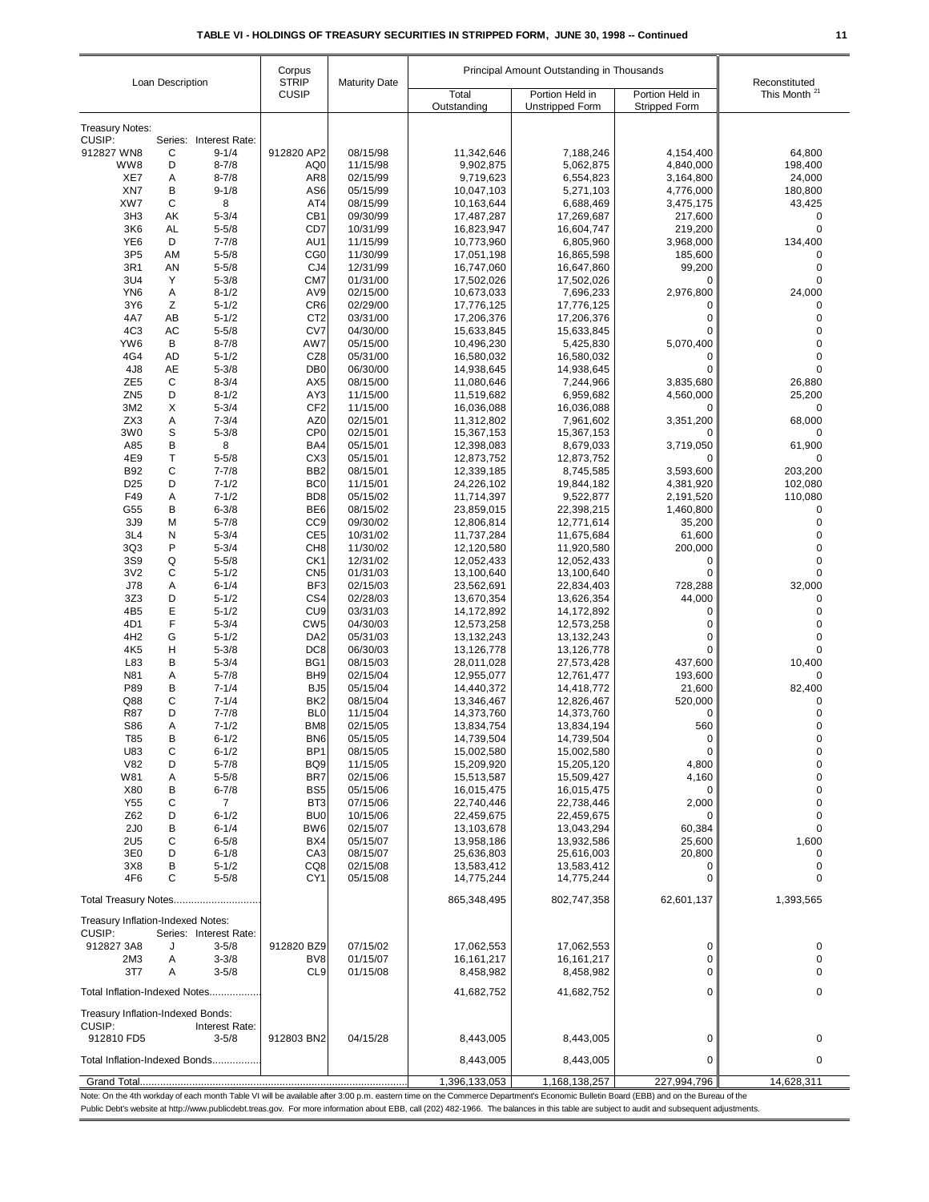**TABLE VI - HOLDINGS OF TREASURY SECURITIES IN STRIPPED FORM, JUNE 30, 1998 -- Continued**

| Loan Description | | | Corpus STRIP CUSIP | Maturity Date | Principal Amount Outstanding in Thousands | | | Reconstituted This Month [21] |
|---|---|---|---|---|---|---|---|---|
| | | | | | Total Outstanding | Portion Held in Unstripped Form | Portion Held in Stripped Form | |
| **Treasury Notes:** | | | | | | | | |
| CUSIP: | Series: | Interest Rate: | | | | | | |
| 912827 WN8 | C | 9-1/4 | 912820 AP2 | 08/15/98 | 11,342,646 | 7,188,246 | 4,154,400 | 64,800 |
| WW8 | D | 8-7/8 | AQ0 | 11/15/98 | 9,902,875 | 5,062,875 | 4,840,000 | 198,400 |
| XE7 | A | 8-7/8 | AR8 | 02/15/99 | 9,719,623 | 6,554,823 | 3,164,800 | 24,000 |
| XN7 | B | 9-1/8 | AS6 | 05/15/99 | 10,047,103 | 5,271,103 | 4,776,000 | 180,800 |
| XW7 | C | 8 | AT4 | 08/15/99 | 10,163,644 | 6,688,469 | 3,475,175 | 43,425 |
| 3H3 | AK | 5-3/4 | CB1 | 09/30/99 | 17,487,287 | 17,269,687 | 217,600 | 0 |
| 3K6 | AL | 5-5/8 | CD7 | 10/31/99 | 16,823,947 | 16,604,747 | 219,200 | 0 |
| YE6 | D | 7-7/8 | AU1 | 11/15/99 | 10,773,960 | 6,805,960 | 3,968,000 | 134,400 |
| 3P5 | AM | 5-5/8 | CG0 | 11/30/99 | 17,051,198 | 16,865,598 | 185,600 | 0 |
| 3R1 | AN | 5-5/8 | CJ4 | 12/31/99 | 16,747,060 | 16,647,860 | 99,200 | 0 |
| 3U4 | Y | 5-3/8 | CM7 | 01/31/00 | 17,502,026 | 17,502,026 | 0 | 0 |
| YN6 | A | 8-1/2 | AV9 | 02/15/00 | 10,673,033 | 7,696,233 | 2,976,800 | 24,000 |
| 3Y6 | Z | 5-1/2 | CR6 | 02/29/00 | 17,776,125 | 17,776,125 | 0 | 0 |
| 4A7 | AB | 5-1/2 | CT2 | 03/31/00 | 17,206,376 | 17,206,376 | 0 | 0 |
| 4C3 | AC | 5-5/8 | CV7 | 04/30/00 | 15,633,845 | 15,633,845 | 0 | 0 |
| YW6 | B | 8-7/8 | AW7 | 05/15/00 | 10,496,230 | 5,425,830 | 5,070,400 | 0 |
| 4G4 | AD | 5-1/2 | CZ8 | 05/31/00 | 16,580,032 | 16,580,032 | 0 | 0 |
| 4J8 | AE | 5-3/8 | DB0 | 06/30/00 | 14,938,645 | 14,938,645 | 0 | 0 |
| ZE5 | C | 8-3/4 | AX5 | 08/15/00 | 11,080,646 | 7,244,966 | 3,835,680 | 26,880 |
| ZN5 | D | 8-1/2 | AY3 | 11/15/00 | 11,519,682 | 6,959,682 | 4,560,000 | 25,200 |
| 3M2 | X | 5-3/4 | CF2 | 11/15/00 | 16,036,088 | 16,036,088 | 0 | 0 |
| ZX3 | A | 7-3/4 | AZ0 | 02/15/01 | 11,312,802 | 7,961,602 | 3,351,200 | 68,000 |
| 3W0 | S | 5-3/8 | CP0 | 02/15/01 | 15,367,153 | 15,367,153 | 0 | 0 |
| A85 | B | 8 | BA4 | 05/15/01 | 12,398,083 | 8,679,033 | 3,719,050 | 61,900 |
| 4E9 | T | 5-5/8 | CX3 | 05/15/01 | 12,873,752 | 12,873,752 | 0 | 0 |
| B92 | C | 7-7/8 | BB2 | 08/15/01 | 12,339,185 | 8,745,585 | 3,593,600 | 203,200 |
| D25 | D | 7-1/2 | BC0 | 11/15/01 | 24,226,102 | 19,844,182 | 4,381,920 | 102,080 |
| F49 | A | 7-1/2 | BD8 | 05/15/02 | 11,714,397 | 9,522,877 | 2,191,520 | 110,080 |
| G55 | B | 6-3/8 | BE6 | 08/15/02 | 23,859,015 | 22,398,215 | 1,460,800 | 0 |
| 3J9 | M | 5-7/8 | CC9 | 09/30/02 | 12,806,814 | 12,771,614 | 35,200 | 0 |
| 3L4 | N | 5-3/4 | CE5 | 10/31/02 | 11,737,284 | 11,675,684 | 61,600 | 0 |
| 3Q3 | P | 5-3/4 | CH8 | 11/30/02 | 12,120,580 | 11,920,580 | 200,000 | 0 |
| 3S9 | Q | 5-5/8 | CK1 | 12/31/02 | 12,052,433 | 12,052,433 | 0 | 0 |
| 3V2 | C | 5-1/2 | CN5 | 01/31/03 | 13,100,640 | 13,100,640 | 0 | 0 |
| J78 | A | 6-1/4 | BF3 | 02/15/03 | 23,562,691 | 22,834,403 | 728,288 | 32,000 |
| 3Z3 | D | 5-1/2 | CS4 | 02/28/03 | 13,670,354 | 13,626,354 | 44,000 | 0 |
| 4B5 | E | 5-1/2 | CU9 | 03/31/03 | 14,172,892 | 14,172,892 | 0 | 0 |
| 4D1 | F | 5-3/4 | CW5 | 04/30/03 | 12,573,258 | 12,573,258 | 0 | 0 |
| 4H2 | G | 5-1/2 | DA2 | 05/31/03 | 13,132,243 | 13,132,243 | 0 | 0 |
| 4K5 | H | 5-3/8 | DC8 | 06/30/03 | 13,126,778 | 13,126,778 | 0 | 0 |
| L83 | B | 5-3/4 | BG1 | 08/15/03 | 28,011,028 | 27,573,428 | 437,600 | 10,400 |
| N81 | A | 5-7/8 | BH9 | 02/15/04 | 12,955,077 | 12,761,477 | 193,600 | 0 |
| P89 | B | 7-1/4 | BJ5 | 05/15/04 | 14,440,372 | 14,418,772 | 21,600 | 82,400 |
| Q88 | C | 7-1/4 | BK2 | 08/15/04 | 13,346,467 | 12,826,467 | 520,000 | 0 |
| R87 | D | 7-7/8 | BL0 | 11/15/04 | 14,373,760 | 14,373,760 | 0 | 0 |
| S86 | A | 7-1/2 | BM8 | 02/15/05 | 13,834,754 | 13,834,194 | 560 | 0 |
| T85 | B | 6-1/2 | BN6 | 05/15/05 | 14,739,504 | 14,739,504 | 0 | 0 |
| U83 | C | 6-1/2 | BP1 | 08/15/05 | 15,002,580 | 15,002,580 | 0 | 0 |
| V82 | D | 5-7/8 | BQ9 | 11/15/05 | 15,209,920 | 15,205,120 | 4,800 | 0 |
| W81 | A | 5-5/8 | BR7 | 02/15/06 | 15,513,587 | 15,509,427 | 4,160 | 0 |
| X80 | B | 6-7/8 | BS5 | 05/15/06 | 16,015,475 | 16,015,475 | 0 | 0 |
| Y55 | C | 7 | BT3 | 07/15/06 | 22,740,446 | 22,738,446 | 2,000 | 0 |
| Z62 | D | 6-1/2 | BU0 | 10/15/06 | 22,459,675 | 22,459,675 | 0 | 0 |
| 2J0 | B | 6-1/4 | BW6 | 02/15/07 | 13,103,678 | 13,043,294 | 60,384 | 0 |
| 2U5 | C | 6-5/8 | BX4 | 05/15/07 | 13,958,186 | 13,932,586 | 25,600 | 1,600 |
| 3E0 | D | 6-1/8 | CA3 | 08/15/07 | 25,636,803 | 25,616,003 | 20,800 | 0 |
| 3X8 | B | 5-1/2 | CQ8 | 02/15/08 | 13,583,412 | 13,583,412 | 0 | 0 |
| 4F6 | C | 5-5/8 | CY1 | 05/15/08 | 14,775,244 | 14,775,244 | 0 | 0 |
| Total Treasury Notes............................ | | | | | 865,348,495 | 802,747,358 | 62,601,137 | 1,393,565 |
| **Treasury Inflation-Indexed Notes:** | | | | | | | | |
| CUSIP: | Series: | Interest Rate: | | | | | | |
| 912827 3A8 | J | 3-5/8 | 912820 BZ9 | 07/15/02 | 17,062,553 | 17,062,553 | 0 | 0 |
| 2M3 | A | 3-3/8 | BV8 | 01/15/07 | 16,161,217 | 16,161,217 | 0 | 0 |
| 3T7 | A | 3-5/8 | CL9 | 01/15/08 | 8,458,982 | 8,458,982 | 0 | 0 |
| Total Inflation-Indexed Notes.................. | | | | | 41,682,752 | 41,682,752 | 0 | 0 |
| **Treasury Inflation-Indexed Bonds:** | | | | | | | | |
| CUSIP: | | Interest Rate: | | | | | | |
| 912810 FD5 | | 3-5/8 | 912803 BN2 | 04/15/28 | 8,443,005 | 8,443,005 | 0 | 0 |
| Total Inflation-Indexed Bonds................. | | | | | 8,443,005 | 8,443,005 | 0 | 0 |
| Grand Total.......................................... | | | | | 1,396,133,053 | 1,168,138,257 | 227,994,796 | 14,628,311 |

Note: On the 4th workday of each month Table VI will be available after 3:00 p.m. eastern time on the Commerce Department's Economic Bulletin Board (EBB) and on the Bureau of the Public Debt's website at http://www.publicdebt.treas.gov. For more information about EBB, call (202) 482-1966. The balances in this table are subject to audit and subsequent adjustments.